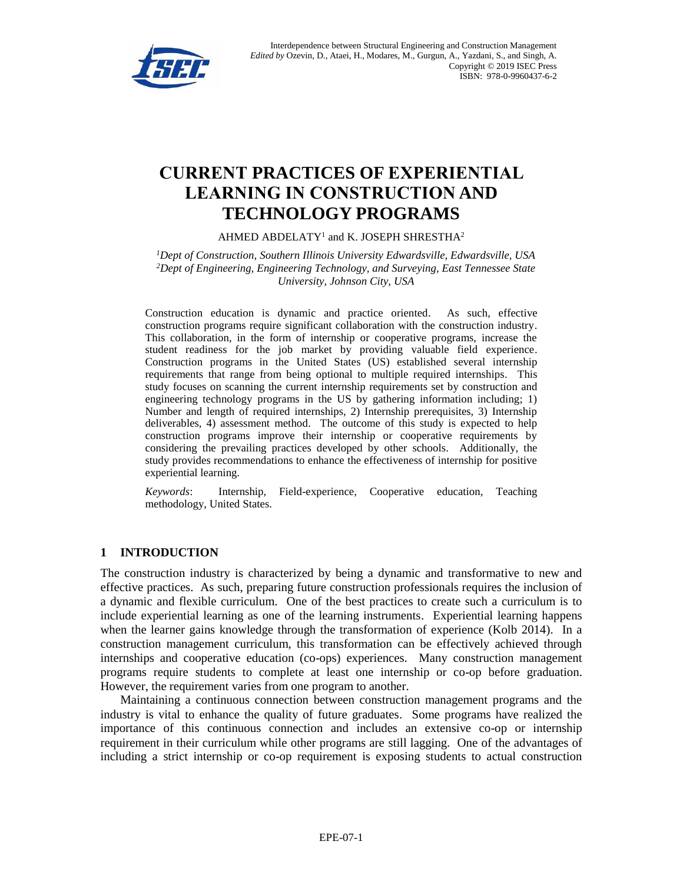# CURRENT PRACTICES OF EXPERIENTIAL LEARNING IN CONSTRUCTION AND TECHNOLOGY PROGRAMS

AHMED ABDELATY[1] and K. JOSEPH SHRESTHA[2]

[1] *Dept of Construction, Southern Illinois University Edwardsville, Edwardsville, USA*
[2] *Dept of Engineering, Engineering Technology, and Surveying, East Tennessee State University, Johnson City, USA*

Construction education is dynamic and practice oriented. As such, effective construction programs require significant collaboration with the construction industry. This collaboration, in the form of internship or cooperative programs, increase the student readiness for the job market by providing valuable field experience. Construction programs in the United States (US) established several internship requirements that range from being optional to multiple required internships. This study focuses on scanning the current internship requirements set by construction and engineering technology programs in the US by gathering information including; 1) Number and length of required internships, 2) Internship prerequisites, 3) Internship deliverables, 4) assessment method. The outcome of this study is expected to help construction programs improve their internship or cooperative requirements by considering the prevailing practices developed by other schools. Additionally, the study provides recommendations to enhance the effectiveness of internship for positive experiential learning.

*Keywords*: Internship, Field-experience, Cooperative education, Teaching methodology, United States.

## 1 INTRODUCTION

The construction industry is characterized by being a dynamic and transformative to new and effective practices. As such, preparing future construction professionals requires the inclusion of a dynamic and flexible curriculum. One of the best practices to create such a curriculum is to include experiential learning as one of the learning instruments. Experiential learning happens when the learner gains knowledge through the transformation of experience (Kolb 2014). In a construction management curriculum, this transformation can be effectively achieved through internships and cooperative education (co-ops) experiences. Many construction management programs require students to complete at least one internship or co-op before graduation. However, the requirement varies from one program to another.

Maintaining a continuous connection between construction management programs and the industry is vital to enhance the quality of future graduates. Some programs have realized the importance of this continuous connection and includes an extensive co-op or internship requirement in their curriculum while other programs are still lagging. One of the advantages of including a strict internship or co-op requirement is exposing students to actual construction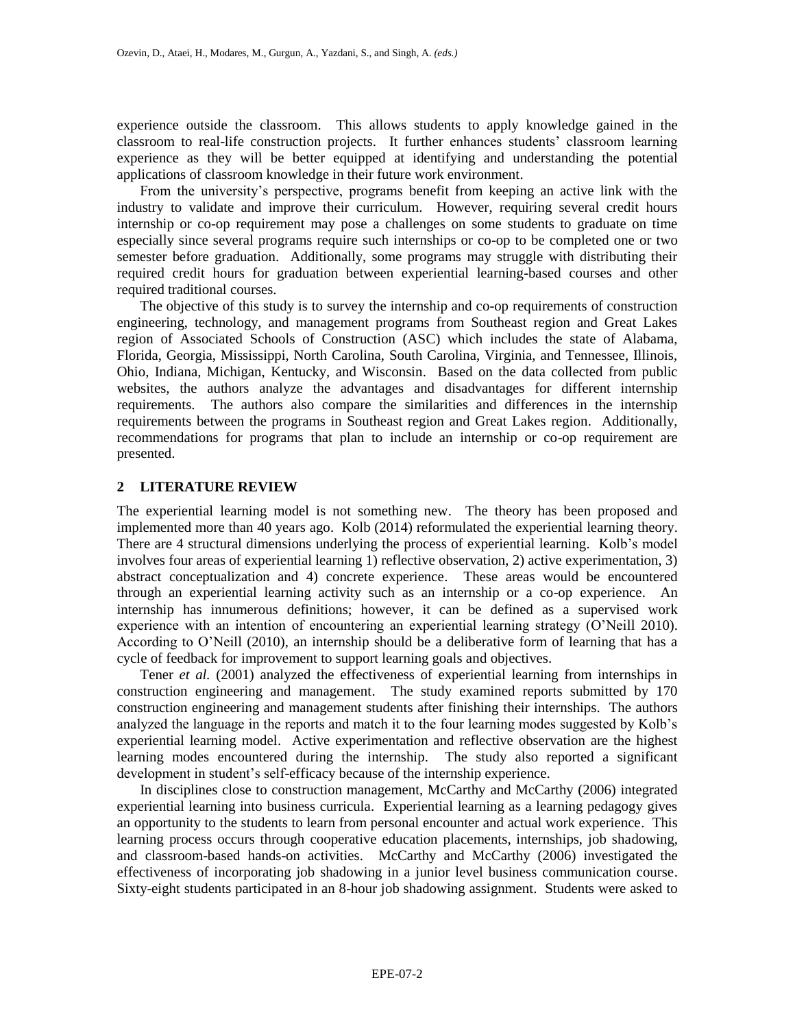experience outside the classroom. This allows students to apply knowledge gained in the classroom to real-life construction projects. It further enhances students' classroom learning experience as they will be better equipped at identifying and understanding the potential applications of classroom knowledge in their future work environment.

From the university's perspective, programs benefit from keeping an active link with the industry to validate and improve their curriculum. However, requiring several credit hours internship or co-op requirement may pose a challenges on some students to graduate on time especially since several programs require such internships or co-op to be completed one or two semester before graduation. Additionally, some programs may struggle with distributing their required credit hours for graduation between experiential learning-based courses and other required traditional courses.

The objective of this study is to survey the internship and co-op requirements of construction engineering, technology, and management programs from Southeast region and Great Lakes region of Associated Schools of Construction (ASC) which includes the state of Alabama, Florida, Georgia, Mississippi, North Carolina, South Carolina, Virginia, and Tennessee, Illinois, Ohio, Indiana, Michigan, Kentucky, and Wisconsin. Based on the data collected from public websites, the authors analyze the advantages and disadvantages for different internship requirements. The authors also compare the similarities and differences in the internship requirements between the programs in Southeast region and Great Lakes region. Additionally, recommendations for programs that plan to include an internship or co-op requirement are presented.

## 2 LITERATURE REVIEW

The experiential learning model is not something new. The theory has been proposed and implemented more than 40 years ago. Kolb (2014) reformulated the experiential learning theory. There are 4 structural dimensions underlying the process of experiential learning. Kolb's model involves four areas of experiential learning 1) reflective observation, 2) active experimentation, 3) abstract conceptualization and 4) concrete experience. These areas would be encountered through an experiential learning activity such as an internship or a co-op experience. An internship has innumerous definitions; however, it can be defined as a supervised work experience with an intention of encountering an experiential learning strategy (O'Neill 2010). According to O'Neill (2010), an internship should be a deliberative form of learning that has a cycle of feedback for improvement to support learning goals and objectives.

Tener *et al.* (2001) analyzed the effectiveness of experiential learning from internships in construction engineering and management. The study examined reports submitted by 170 construction engineering and management students after finishing their internships. The authors analyzed the language in the reports and match it to the four learning modes suggested by Kolb's experiential learning model. Active experimentation and reflective observation are the highest learning modes encountered during the internship. The study also reported a significant development in student's self-efficacy because of the internship experience.

In disciplines close to construction management, McCarthy and McCarthy (2006) integrated experiential learning into business curricula. Experiential learning as a learning pedagogy gives an opportunity to the students to learn from personal encounter and actual work experience. This learning process occurs through cooperative education placements, internships, job shadowing, and classroom-based hands-on activities. McCarthy and McCarthy (2006) investigated the effectiveness of incorporating job shadowing in a junior level business communication course. Sixty-eight students participated in an 8-hour job shadowing assignment. Students were asked to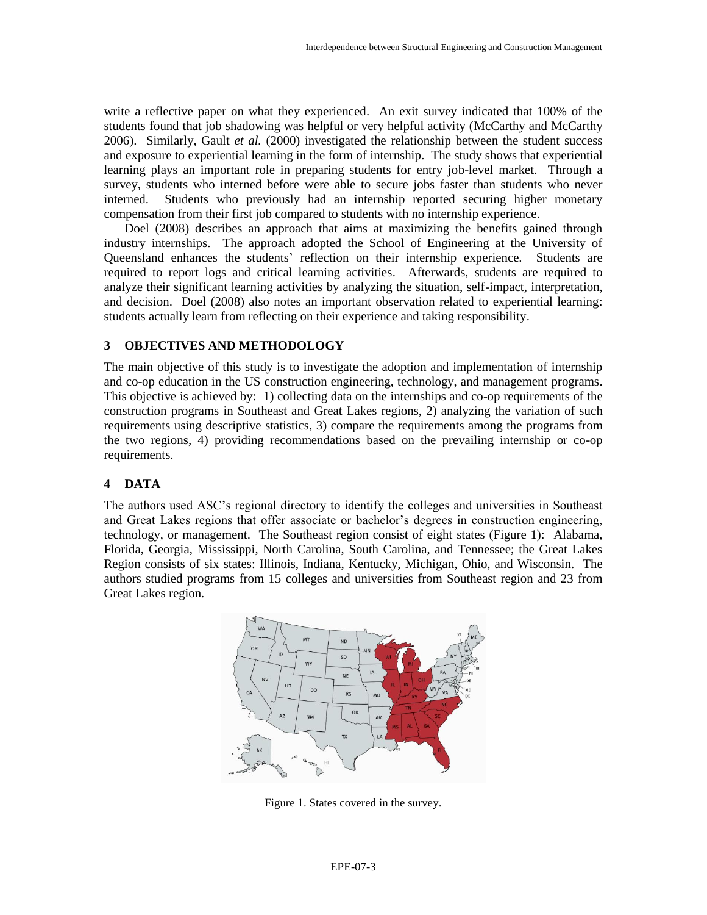write a reflective paper on what they experienced. An exit survey indicated that 100% of the students found that job shadowing was helpful or very helpful activity (McCarthy and McCarthy 2006). Similarly, Gault *et al.* (2000) investigated the relationship between the student success and exposure to experiential learning in the form of internship. The study shows that experiential learning plays an important role in preparing students for entry job-level market. Through a survey, students who interned before were able to secure jobs faster than students who never interned. Students who previously had an internship reported securing higher monetary compensation from their first job compared to students with no internship experience.

Doel (2008) describes an approach that aims at maximizing the benefits gained through industry internships. The approach adopted the School of Engineering at the University of Queensland enhances the students' reflection on their internship experience. Students are required to report logs and critical learning activities. Afterwards, students are required to analyze their significant learning activities by analyzing the situation, self-impact, interpretation, and decision. Doel (2008) also notes an important observation related to experiential learning: students actually learn from reflecting on their experience and taking responsibility.

## 3 OBJECTIVES AND METHODOLOGY

The main objective of this study is to investigate the adoption and implementation of internship and co-op education in the US construction engineering, technology, and management programs. This objective is achieved by: 1) collecting data on the internships and co-op requirements of the construction programs in Southeast and Great Lakes regions, 2) analyzing the variation of such requirements using descriptive statistics, 3) compare the requirements among the programs from the two regions, 4) providing recommendations based on the prevailing internship or co-op requirements.

## 4 DATA

The authors used ASC's regional directory to identify the colleges and universities in Southeast and Great Lakes regions that offer associate or bachelor's degrees in construction engineering, technology, or management. The Southeast region consist of eight states (Figure 1): Alabama, Florida, Georgia, Mississippi, North Carolina, South Carolina, and Tennessee; the Great Lakes Region consists of six states: Illinois, Indiana, Kentucky, Michigan, Ohio, and Wisconsin. The authors studied programs from 15 colleges and universities from Southeast region and 23 from Great Lakes region.

Figure 1. States covered in the survey.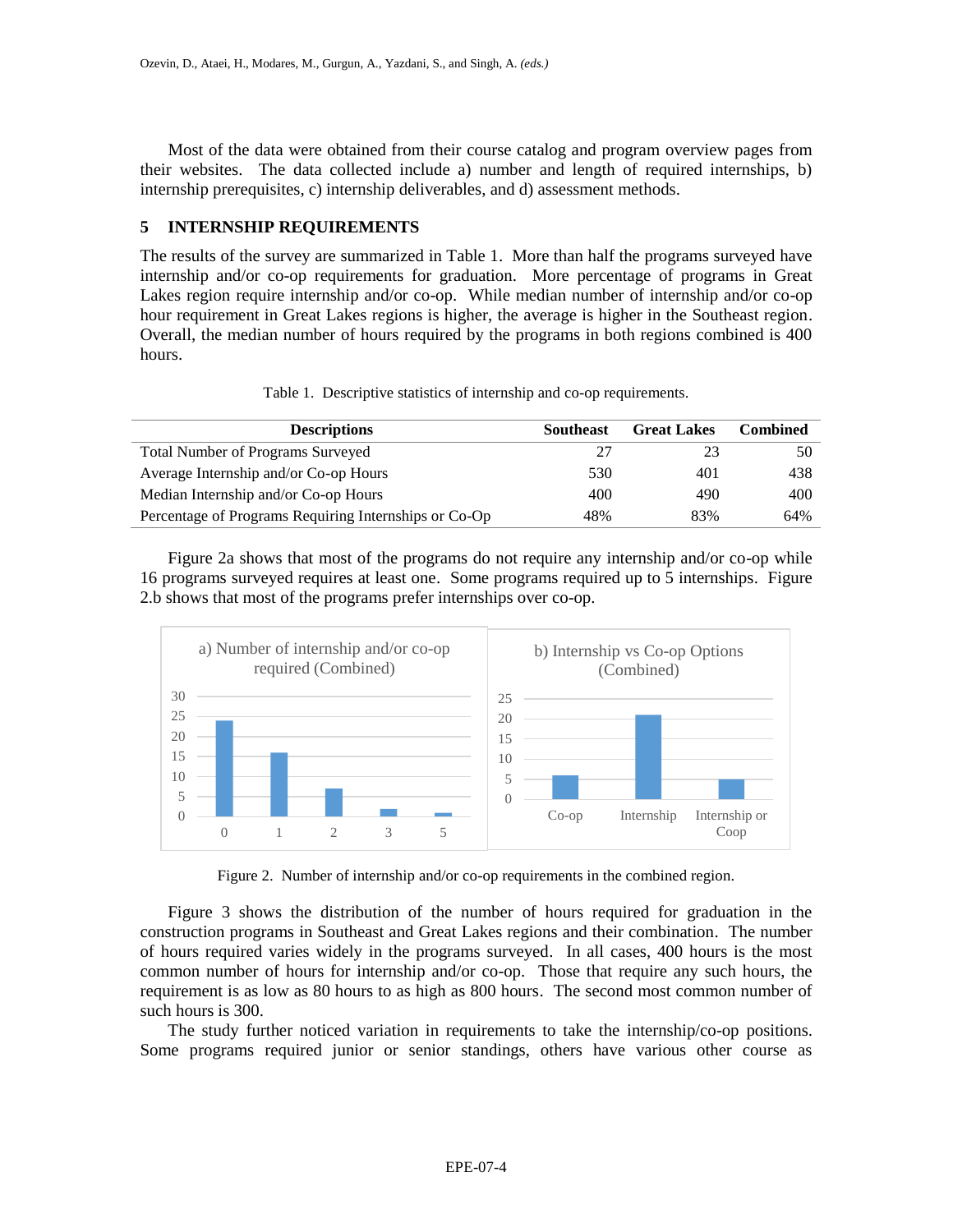Most of the data were obtained from their course catalog and program overview pages from their websites. The data collected include a) number and length of required internships, b) internship prerequisites, c) internship deliverables, and d) assessment methods.

## 5 INTERNSHIP REQUIREMENTS

The results of the survey are summarized in Table 1. More than half the programs surveyed have internship and/or co-op requirements for graduation. More percentage of programs in Great Lakes region require internship and/or co-op. While median number of internship and/or co-op hour requirement in Great Lakes regions is higher, the average is higher in the Southeast region. Overall, the median number of hours required by the programs in both regions combined is 400 hours.

Table 1. Descriptive statistics of internship and co-op requirements.

| Descriptions | Southeast | Great Lakes | Combined |
|---|---|---|---|
| Total Number of Programs Surveyed | 27 | 23 | 50 |
| Average Internship and/or Co-op Hours | 530 | 401 | 438 |
| Median Internship and/or Co-op Hours | 400 | 490 | 400 |
| Percentage of Programs Requiring Internships or Co-Op | 48% | 83% | 64% |

Figure 2a shows that most of the programs do not require any internship and/or co-op while 16 programs surveyed requires at least one. Some programs required up to 5 internships. Figure 2.b shows that most of the programs prefer internships over co-op.

Figure 2. Number of internship and/or co-op requirements in the combined region.

Figure 3 shows the distribution of the number of hours required for graduation in the construction programs in Southeast and Great Lakes regions and their combination. The number of hours required varies widely in the programs surveyed. In all cases, 400 hours is the most common number of hours for internship and/or co-op. Those that require any such hours, the requirement is as low as 80 hours to as high as 800 hours. The second most common number of such hours is 300.

The study further noticed variation in requirements to take the internship/co-op positions. Some programs required junior or senior standings, others have various other course as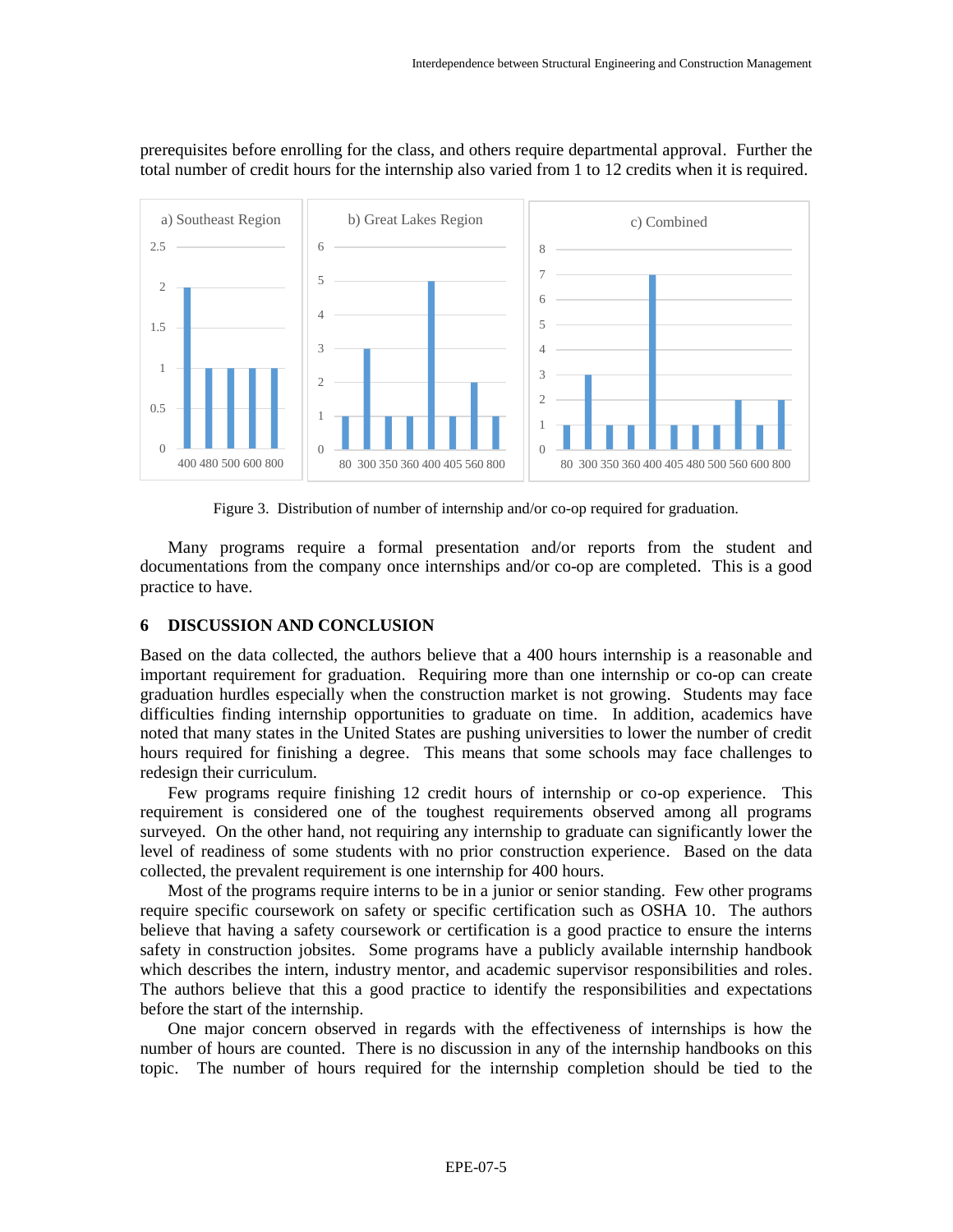prerequisites before enrolling for the class, and others require departmental approval. Further the total number of credit hours for the internship also varied from 1 to 12 credits when it is required.

Figure 3. Distribution of number of internship and/or co-op required for graduation.

Many programs require a formal presentation and/or reports from the student and documentations from the company once internships and/or co-op are completed. This is a good practice to have.

## 6 DISCUSSION AND CONCLUSION

Based on the data collected, the authors believe that a 400 hours internship is a reasonable and important requirement for graduation. Requiring more than one internship or co-op can create graduation hurdles especially when the construction market is not growing. Students may face difficulties finding internship opportunities to graduate on time. In addition, academics have noted that many states in the United States are pushing universities to lower the number of credit hours required for finishing a degree. This means that some schools may face challenges to redesign their curriculum.

Few programs require finishing 12 credit hours of internship or co-op experience. This requirement is considered one of the toughest requirements observed among all programs surveyed. On the other hand, not requiring any internship to graduate can significantly lower the level of readiness of some students with no prior construction experience. Based on the data collected, the prevalent requirement is one internship for 400 hours.

Most of the programs require interns to be in a junior or senior standing. Few other programs require specific coursework on safety or specific certification such as OSHA 10. The authors believe that having a safety coursework or certification is a good practice to ensure the interns safety in construction jobsites. Some programs have a publicly available internship handbook which describes the intern, industry mentor, and academic supervisor responsibilities and roles. The authors believe that this a good practice to identify the responsibilities and expectations before the start of the internship.

One major concern observed in regards with the effectiveness of internships is how the number of hours are counted. There is no discussion in any of the internship handbooks on this topic. The number of hours required for the internship completion should be tied to the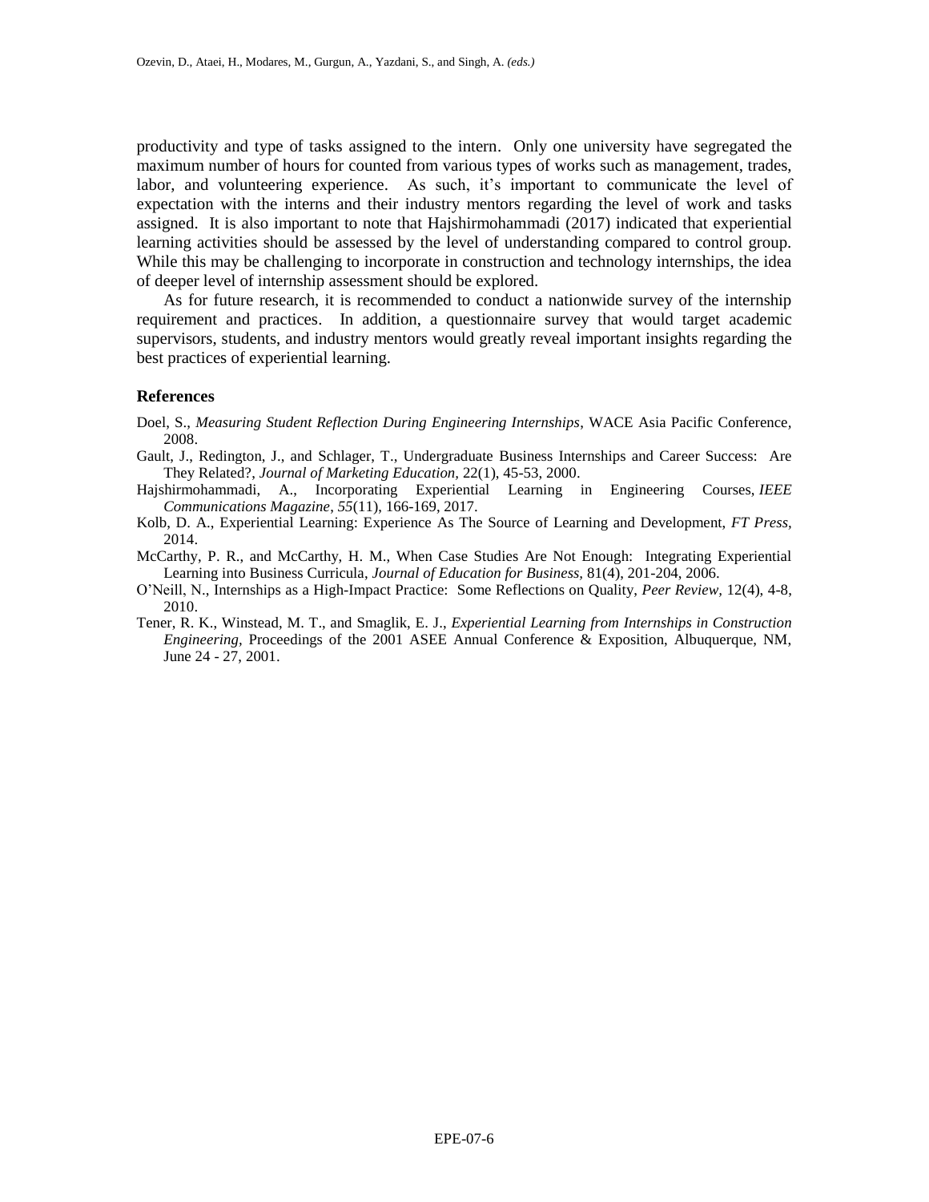productivity and type of tasks assigned to the intern. Only one university have segregated the maximum number of hours for counted from various types of works such as management, trades, labor, and volunteering experience. As such, it's important to communicate the level of expectation with the interns and their industry mentors regarding the level of work and tasks assigned. It is also important to note that Hajshirmohammadi (2017) indicated that experiential learning activities should be assessed by the level of understanding compared to control group. While this may be challenging to incorporate in construction and technology internships, the idea of deeper level of internship assessment should be explored.

As for future research, it is recommended to conduct a nationwide survey of the internship requirement and practices. In addition, a questionnaire survey that would target academic supervisors, students, and industry mentors would greatly reveal important insights regarding the best practices of experiential learning.

## References

Doel, S., *Measuring Student Reflection During Engineering Internships*, WACE Asia Pacific Conference, 2008.

Gault, J., Redington, J., and Schlager, T., Undergraduate Business Internships and Career Success: Are They Related?, *Journal of Marketing Education,* 22(1), 45-53, 2000.

Hajshirmohammadi, A., Incorporating Experiential Learning in Engineering Courses, *IEEE Communications Magazine*, *55*(11), 166-169, 2017.

Kolb, D. A., Experiential Learning: Experience As The Source of Learning and Development, *FT Press,* 2014.

McCarthy, P. R., and McCarthy, H. M., When Case Studies Are Not Enough: Integrating Experiential Learning into Business Curricula, *Journal of Education for Business,* 81(4), 201-204, 2006.

O'Neill, N., Internships as a High-Impact Practice: Some Reflections on Quality, *Peer Review,* 12(4), 4-8, 2010.

Tener, R. K., Winstead, M. T., and Smaglik, E. J., *Experiential Learning from Internships in Construction Engineering,* Proceedings of the 2001 ASEE Annual Conference & Exposition, Albuquerque, NM, June 24 - 27, 2001.